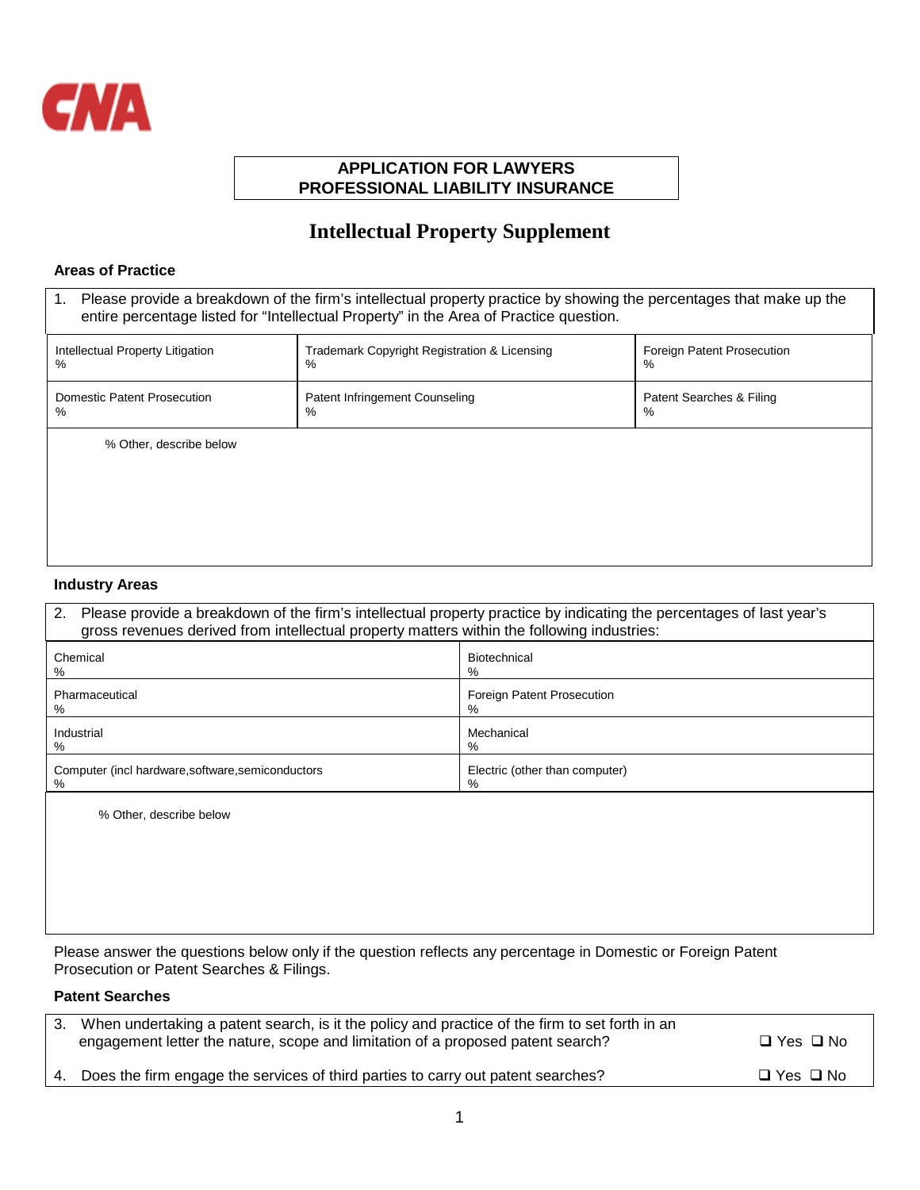CNA

**APPLICATION FOR LAWYERS**
**PROFESSIONAL LIABILITY INSURANCE**

# Intellectual Property Supplement

### Areas of Practice

1. Please provide a breakdown of the firm's intellectual property practice by showing the percentages that make up the entire percentage listed for "Intellectual Property" in the Area of Practice question.

| | | |
|---|---|---|
| Intellectual Property Litigation<br>% | Trademark Copyright Registration & Licensing<br>% | Foreign Patent Prosecution<br>% |
| Domestic Patent Prosecution<br>% | Patent Infringement Counseling<br>% | Patent Searches & Filing<br>% |

% Other, describe below

### Industry Areas

2. Please provide a breakdown of the firm's intellectual property practice by indicating the percentages of last year's gross revenues derived from intellectual property matters within the following industries:

| | |
|---|---|
| Chemical<br>% | Biotechnical<br>% |
| Pharmaceutical<br>% | Foreign Patent Prosecution<br>% |
| Industrial<br>% | Mechanical<br>% |
| Computer (incl hardware,software,semiconductors<br>% | Electric (other than computer)<br>% |

% Other, describe below

Please answer the questions below only if the question reflects any percentage in Domestic or Foreign Patent Prosecution or Patent Searches & Filings.

### Patent Searches

3. When undertaking a patent search, is it the policy and practice of the firm to set forth in an engagement letter the nature, scope and limitation of a proposed patent search? ❑ Yes ❑ No

4. Does the firm engage the services of third parties to carry out patent searches? ❑ Yes ❑ No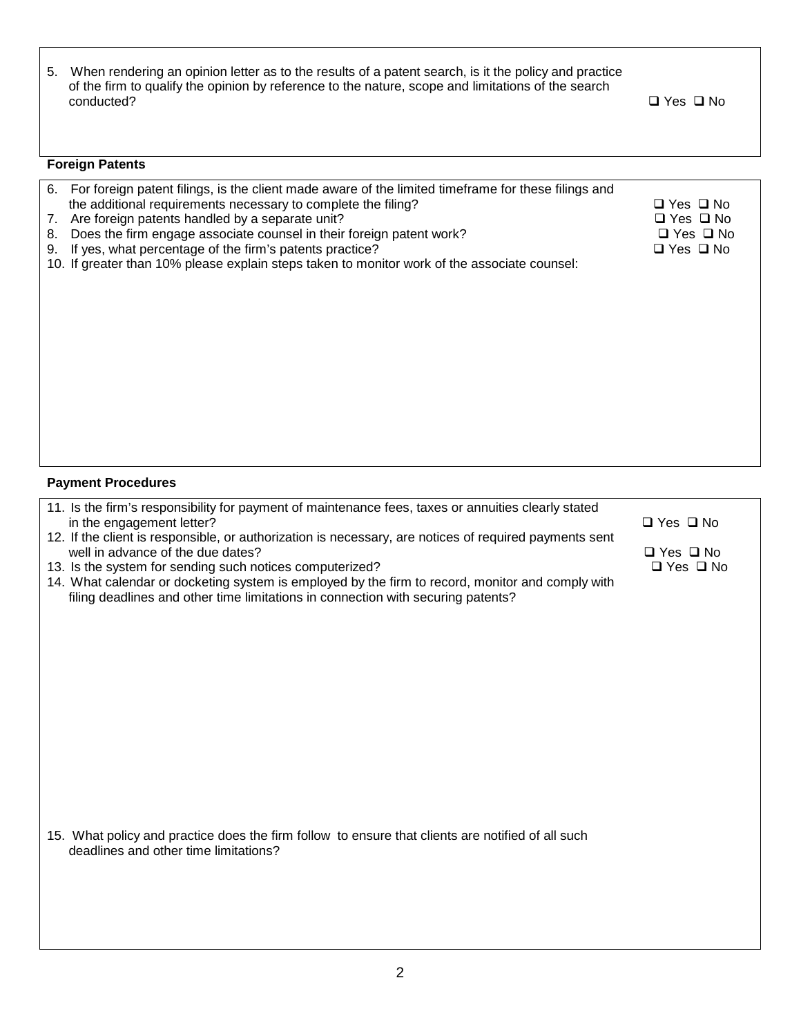5. When rendering an opinion letter as to the results of a patent search, is it the policy and practice of the firm to qualify the opinion by reference to the nature, scope and limitations of the search conducted? ❑ Yes ❑ No

**Foreign Patents**

6. For foreign patent filings, is the client made aware of the limited timeframe for these filings and the additional requirements necessary to complete the filing? ❑ Yes ❑ No
7. Are foreign patents handled by a separate unit? ❑ Yes ❑ No
8. Does the firm engage associate counsel in their foreign patent work? ❑ Yes ❑ No
9. If yes, what percentage of the firm's patents practice? ❑ Yes ❑ No
10. If greater than 10% please explain steps taken to monitor work of the associate counsel:

**Payment Procedures**

11. Is the firm's responsibility for payment of maintenance fees, taxes or annuities clearly stated in the engagement letter? ❑ Yes ❑ No
12. If the client is responsible, or authorization is necessary, are notices of required payments sent well in advance of the due dates? ❑ Yes ❑ No
13. Is the system for sending such notices computerized? ❑ Yes ❑ No
14. What calendar or docketing system is employed by the firm to record, monitor and comply with filing deadlines and other time limitations in connection with securing patents?

15. What policy and practice does the firm follow to ensure that clients are notified of all such deadlines and other time limitations?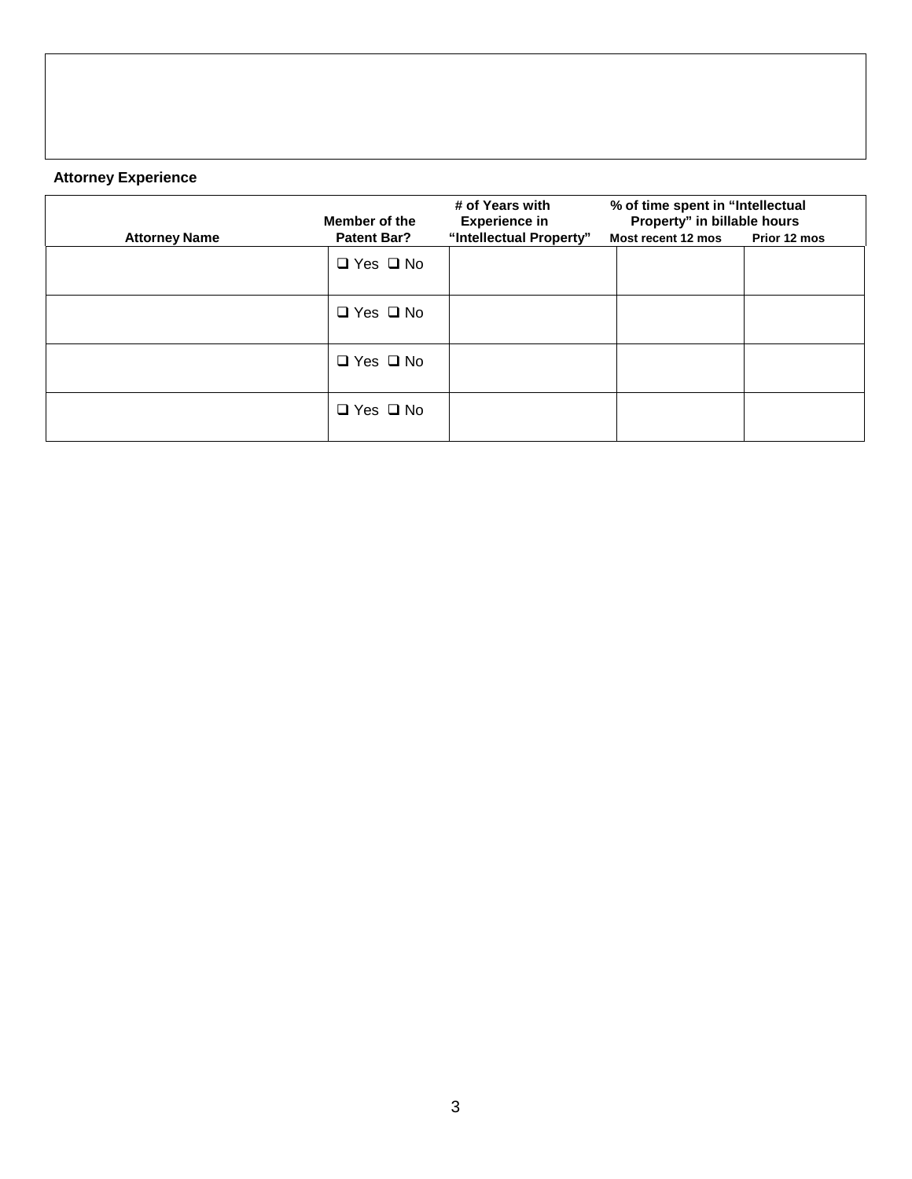**Attorney Experience**

| Attorney Name | Member of the Patent Bar? | # of Years with Experience in "Intellectual Property" | % of time spent in "Intellectual Property" in billable hours | |
|---|---|---|---|---|
| | | | Most recent 12 mos | Prior 12 mos |
| | ❑ Yes ❑ No | | | |
| | ❑ Yes ❑ No | | | |
| | ❑ Yes ❑ No | | | |
| | ❑ Yes ❑ No | | | |